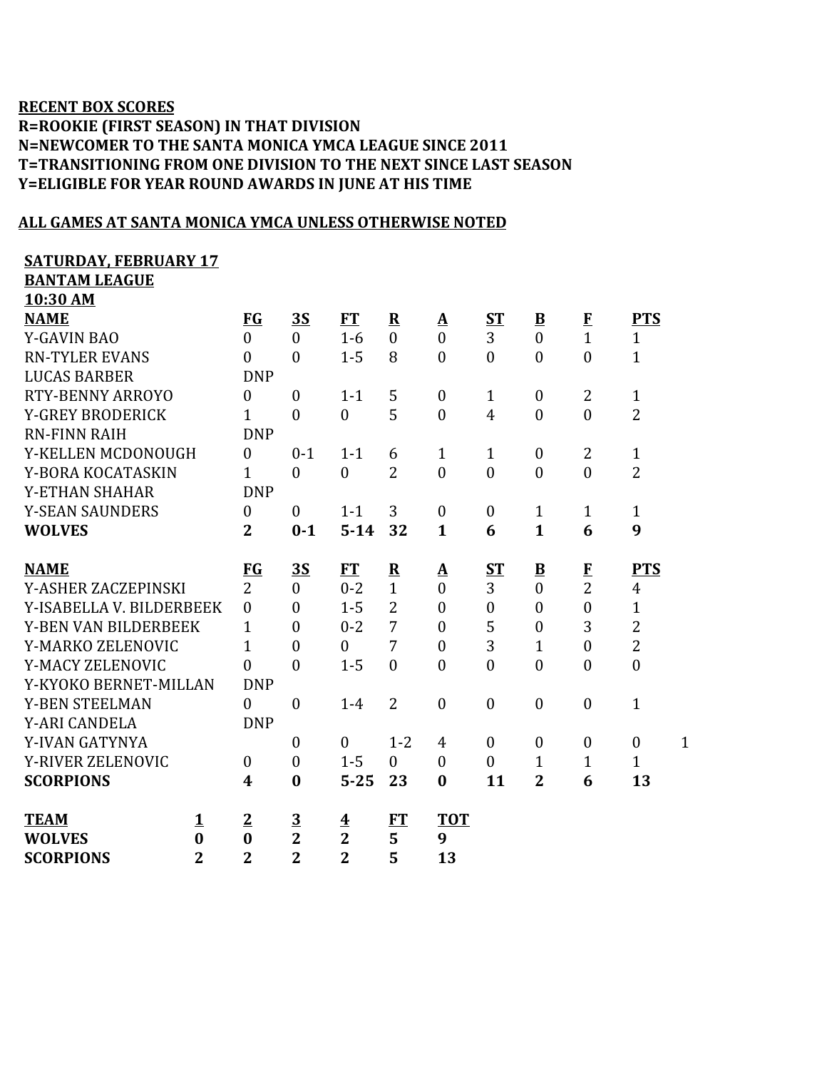**RECENT BOX SCORES**
**R=ROOKIE (FIRST SEASON) IN THAT DIVISION**
**N=NEWCOMER TO THE SANTA MONICA YMCA LEAGUE SINCE 2011**
**T=TRANSITIONING FROM ONE DIVISION TO THE NEXT SINCE LAST SEASON**
**Y=ELIGIBLE FOR YEAR ROUND AWARDS IN JUNE AT HIS TIME**

**ALL GAMES AT SANTA MONICA YMCA UNLESS OTHERWISE NOTED**

**SATURDAY, FEBRUARY 17**
**BANTAM LEAGUE**
**10:30 AM**

| NAME | FG | 3S | FT | R | A | ST | B | F | PTS |
|---|---|---|---|---|---|---|---|---|---|
| Y-GAVIN BAO | 0 | 0 | 1-6 | 0 | 0 | 3 | 0 | 1 | 1 |
| RN-TYLER EVANS | 0 | 0 | 1-5 | 8 | 0 | 0 | 0 | 0 | 1 |
| LUCAS BARBER | DNP | | | | | | | | |
| RTY-BENNY ARROYO | 0 | 0 | 1-1 | 5 | 0 | 1 | 0 | 2 | 1 |
| Y-GREY BRODERICK | 1 | 0 | 0 | 5 | 0 | 4 | 0 | 0 | 2 |
| RN-FINN RAIH | DNP | | | | | | | | |
| Y-KELLEN MCDONOUGH | 0 | 0-1 | 1-1 | 6 | 1 | 1 | 0 | 2 | 1 |
| Y-BORA KOCATASKIN | 1 | 0 | 0 | 2 | 0 | 0 | 0 | 0 | 2 |
| Y-ETHAN SHAHAR | DNP | | | | | | | | |
| Y-SEAN SAUNDERS | 0 | 0 | 1-1 | 3 | 0 | 0 | 1 | 1 | 1 |
| **WOLVES** | **2** | **0-1** | **5-14** | **32** | **1** | **6** | **1** | **6** | **9** |

| NAME | FG | 3S | FT | R | A | ST | B | F | PTS | |
|---|---|---|---|---|---|---|---|---|---|---|
| Y-ASHER ZACZEPINSKI | 2 | 0 | 0-2 | 1 | 0 | 3 | 0 | 2 | 4 | |
| Y-ISABELLA V. BILDERBEEK | 0 | 0 | 1-5 | 2 | 0 | 0 | 0 | 0 | 1 | |
| Y-BEN VAN BILDERBEEK | 1 | 0 | 0-2 | 7 | 0 | 5 | 0 | 3 | 2 | |
| Y-MARKO ZELENOVIC | 1 | 0 | 0 | 7 | 0 | 3 | 1 | 0 | 2 | |
| Y-MACY ZELENOVIC | 0 | 0 | 1-5 | 0 | 0 | 0 | 0 | 0 | 0 | |
| Y-KYOKO BERNET-MILLAN | DNP | | | | | | | | | |
| Y-BEN STEELMAN | 0 | 0 | 1-4 | 2 | 0 | 0 | 0 | 0 | 1 | |
| Y-ARI CANDELA | DNP | | | | | | | | | |
| Y-IVAN GATYNYA | | 0 | 0 | 1-2 | 4 | 0 | 0 | 0 | 0 | 1 |
| Y-RIVER ZELENOVIC | 0 | 0 | 1-5 | 0 | 0 | 0 | 1 | 1 | 1 | |
| **SCORPIONS** | **4** | **0** | **5-25** | **23** | **0** | **11** | **2** | **6** | **13** | |

| TEAM | 1 | 2 | 3 | 4 | FT | TOT |
|---|---|---|---|---|---|---|
| **WOLVES** | **0** | **0** | **2** | **2** | **5** | **9** |
| **SCORPIONS** | **2** | **2** | **2** | **2** | **5** | **13** |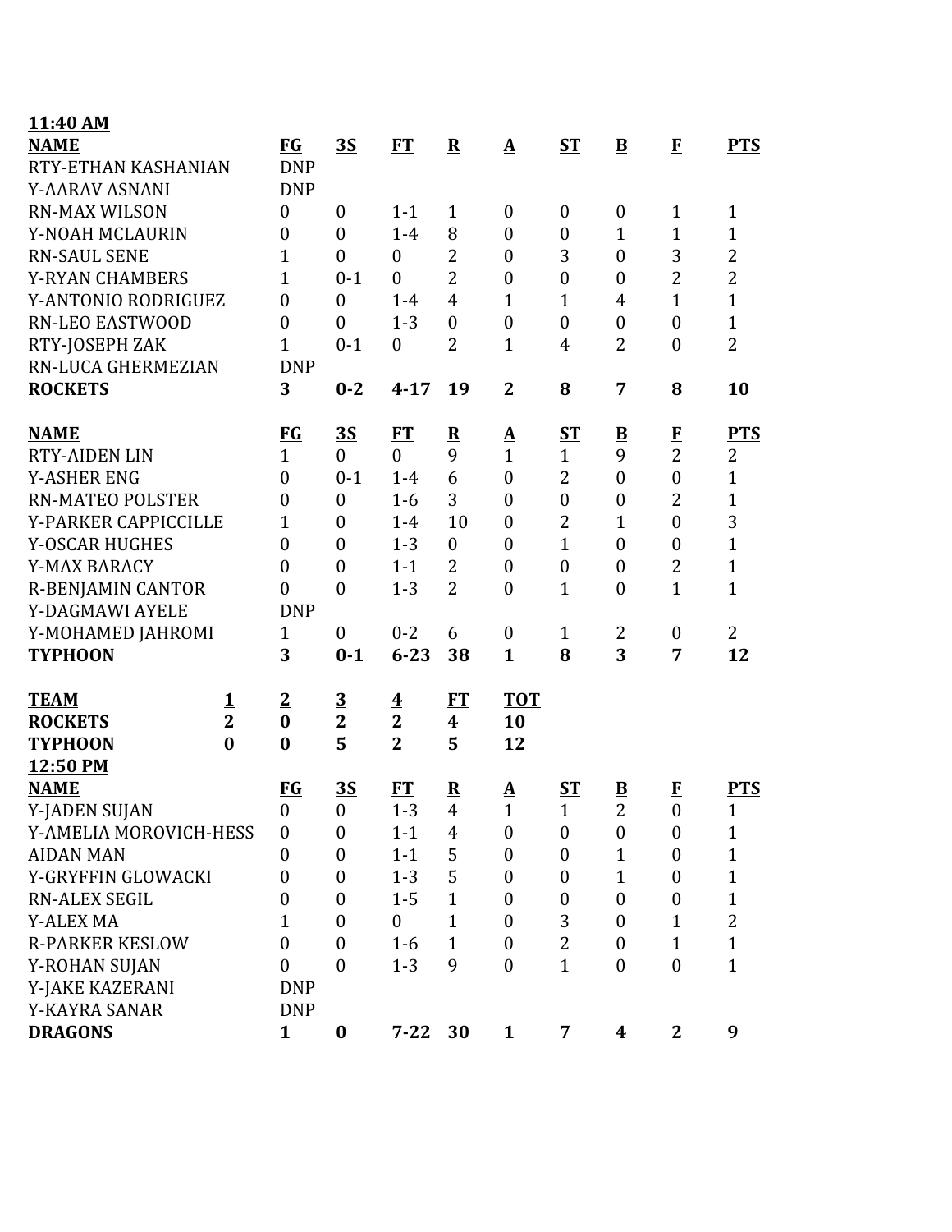**11:40 AM**

| **NAME** | **FG** | **3S** | **FT** | **R** | **A** | **ST** | **B** | **F** | **PTS** |
|---|---|---|---|---|---|---|---|---|---|
| RTY-ETHAN KASHANIAN | DNP | | | | | | | | |
| Y-AARAV ASNANI | DNP | | | | | | | | |
| RN-MAX WILSON | 0 | 0 | 1-1 | 1 | 0 | 0 | 0 | 1 | 1 |
| Y-NOAH MCLAURIN | 0 | 0 | 1-4 | 8 | 0 | 0 | 1 | 1 | 1 |
| RN-SAUL SENE | 1 | 0 | 0 | 2 | 0 | 3 | 0 | 3 | 2 |
| Y-RYAN CHAMBERS | 1 | 0-1 | 0 | 2 | 0 | 0 | 0 | 2 | 2 |
| Y-ANTONIO RODRIGUEZ | 0 | 0 | 1-4 | 4 | 1 | 1 | 4 | 1 | 1 |
| RN-LEO EASTWOOD | 0 | 0 | 1-3 | 0 | 0 | 0 | 0 | 0 | 1 |
| RTY-JOSEPH ZAK | 1 | 0-1 | 0 | 2 | 1 | 4 | 2 | 0 | 2 |
| RN-LUCA GHERMEZIAN | DNP | | | | | | | | |
| **ROCKETS** | **3** | **0-2** | **4-17** | **19** | **2** | **8** | **7** | **8** | **10** |

| **NAME** | **FG** | **3S** | **FT** | **R** | **A** | **ST** | **B** | **F** | **PTS** |
|---|---|---|---|---|---|---|---|---|---|
| RTY-AIDEN LIN | 1 | 0 | 0 | 9 | 1 | 1 | 9 | 2 | 2 |
| Y-ASHER ENG | 0 | 0-1 | 1-4 | 6 | 0 | 2 | 0 | 0 | 1 |
| RN-MATEO POLSTER | 0 | 0 | 1-6 | 3 | 0 | 0 | 0 | 2 | 1 |
| Y-PARKER CAPPICCILLE | 1 | 0 | 1-4 | 10 | 0 | 2 | 1 | 0 | 3 |
| Y-OSCAR HUGHES | 0 | 0 | 1-3 | 0 | 0 | 1 | 0 | 0 | 1 |
| Y-MAX BARACY | 0 | 0 | 1-1 | 2 | 0 | 0 | 0 | 2 | 1 |
| R-BENJAMIN CANTOR | 0 | 0 | 1-3 | 2 | 0 | 1 | 0 | 1 | 1 |
| Y-DAGMAWI AYELE | DNP | | | | | | | | |
| Y-MOHAMED JAHROMI | 1 | 0 | 0-2 | 6 | 0 | 1 | 2 | 0 | 2 |
| **TYPHOON** | **3** | **0-1** | **6-23** | **38** | **1** | **8** | **3** | **7** | **12** |

| **TEAM** | **1** | **2** | **3** | **4** | **FT** | **TOT** |
|---|---|---|---|---|---|---|
| **ROCKETS** | **2** | **0** | **2** | **2** | **4** | **10** |
| **TYPHOON** | **0** | **0** | **5** | **2** | **5** | **12** |

**12:50 PM**

| **NAME** | **FG** | **3S** | **FT** | **R** | **A** | **ST** | **B** | **F** | **PTS** |
|---|---|---|---|---|---|---|---|---|---|
| Y-JADEN SUJAN | 0 | 0 | 1-3 | 4 | 1 | 1 | 2 | 0 | 1 |
| Y-AMELIA MOROVICH-HESS | 0 | 0 | 1-1 | 4 | 0 | 0 | 0 | 0 | 1 |
| AIDAN MAN | 0 | 0 | 1-1 | 5 | 0 | 0 | 1 | 0 | 1 |
| Y-GRYFFIN GLOWACKI | 0 | 0 | 1-3 | 5 | 0 | 0 | 1 | 0 | 1 |
| RN-ALEX SEGIL | 0 | 0 | 1-5 | 1 | 0 | 0 | 0 | 0 | 1 |
| Y-ALEX MA | 1 | 0 | 0 | 1 | 0 | 3 | 0 | 1 | 2 |
| R-PARKER KESLOW | 0 | 0 | 1-6 | 1 | 0 | 2 | 0 | 1 | 1 |
| Y-ROHAN SUJAN | 0 | 0 | 1-3 | 9 | 0 | 1 | 0 | 0 | 1 |
| Y-JAKE KAZERANI | DNP | | | | | | | | |
| Y-KAYRA SANAR | DNP | | | | | | | | |
| **DRAGONS** | **1** | **0** | **7-22** | **30** | **1** | **7** | **4** | **2** | **9** |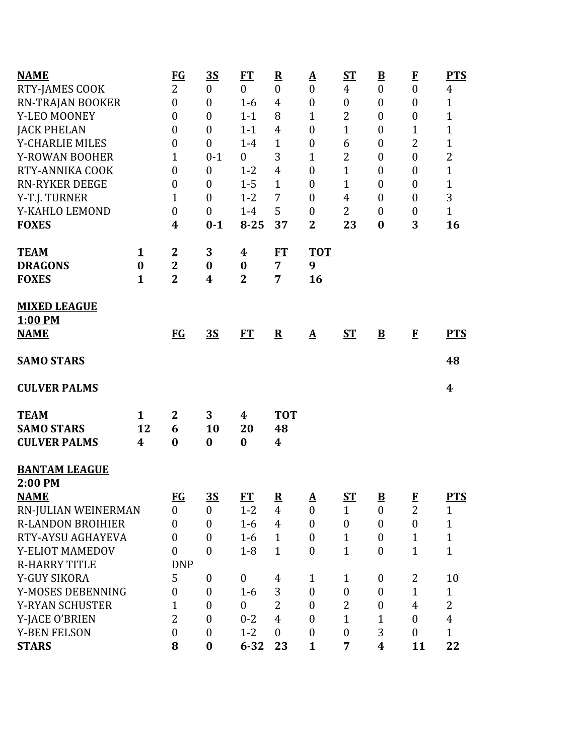| NAME | FG | 3S | FT | R | A | ST | B | F | PTS |
|---|---|---|---|---|---|---|---|---|---|
| RTY-JAMES COOK | 2 | 0 | 0 | 0 | 0 | 4 | 0 | 0 | 4 |
| RN-TRAJAN BOOKER | 0 | 0 | 1-6 | 4 | 0 | 0 | 0 | 0 | 1 |
| Y-LEO MOONEY | 0 | 0 | 1-1 | 8 | 1 | 2 | 0 | 0 | 1 |
| JACK PHELAN | 0 | 0 | 1-1 | 4 | 0 | 1 | 0 | 1 | 1 |
| Y-CHARLIE MILES | 0 | 0 | 1-4 | 1 | 0 | 6 | 0 | 2 | 1 |
| Y-ROWAN BOOHER | 1 | 0-1 | 0 | 3 | 1 | 2 | 0 | 0 | 2 |
| RTY-ANNIKA COOK | 0 | 0 | 1-2 | 4 | 0 | 1 | 0 | 0 | 1 |
| RN-RYKER DEEGE | 0 | 0 | 1-5 | 1 | 0 | 1 | 0 | 0 | 1 |
| Y-T.J. TURNER | 1 | 0 | 1-2 | 7 | 0 | 4 | 0 | 0 | 3 |
| Y-KAHLO LEMOND | 0 | 0 | 1-4 | 5 | 0 | 2 | 0 | 0 | 1 |
| **FOXES** | **4** | **0-1** | **8-25** | **37** | **2** | **23** | **0** | **3** | **16** |

| TEAM | 1 | 2 | 3 | 4 | FT | TOT |
|---|---|---|---|---|---|---|
| **DRAGONS** | **0** | **2** | **0** | **0** | **7** | **9** |
| **FOXES** | **1** | **2** | **4** | **2** | **7** | **16** |

**MIXED LEAGUE**
**1:00 PM**

| NAME | FG | 3S | FT | R | A | ST | B | F | PTS |
|---|---|---|---|---|---|---|---|---|---|
| **SAMO STARS** | | | | | | | | | **48** |
| **CULVER PALMS** | | | | | | | | | **4** |

| TEAM | 1 | 2 | 3 | 4 | TOT |
|---|---|---|---|---|---|
| **SAMO STARS** | **12** | **6** | **10** | **20** | **48** |
| **CULVER PALMS** | **4** | **0** | **0** | **0** | **4** |

**BANTAM LEAGUE**
**2:00 PM**

| NAME | FG | 3S | FT | R | A | ST | B | F | PTS |
|---|---|---|---|---|---|---|---|---|---|
| RN-JULIAN WEINERMAN | 0 | 0 | 1-2 | 4 | 0 | 1 | 0 | 2 | 1 |
| R-LANDON BROIHIER | 0 | 0 | 1-6 | 4 | 0 | 0 | 0 | 0 | 1 |
| RTY-AYSU AGHAYEVA | 0 | 0 | 1-6 | 1 | 0 | 1 | 0 | 1 | 1 |
| Y-ELIOT MAMEDOV | 0 | 0 | 1-8 | 1 | 0 | 1 | 0 | 1 | 1 |
| R-HARRY TITLE | DNP | | | | | | | | |
| Y-GUY SIKORA | 5 | 0 | 0 | 4 | 1 | 1 | 0 | 2 | 10 |
| Y-MOSES DEBENNING | 0 | 0 | 1-6 | 3 | 0 | 0 | 0 | 1 | 1 |
| Y-RYAN SCHUSTER | 1 | 0 | 0 | 2 | 0 | 2 | 0 | 4 | 2 |
| Y-JACE O'BRIEN | 2 | 0 | 0-2 | 4 | 0 | 1 | 1 | 0 | 4 |
| Y-BEN FELSON | 0 | 0 | 1-2 | 0 | 0 | 0 | 3 | 0 | 1 |
| **STARS** | **8** | **0** | **6-32** | **23** | **1** | **7** | **4** | **11** | **22** |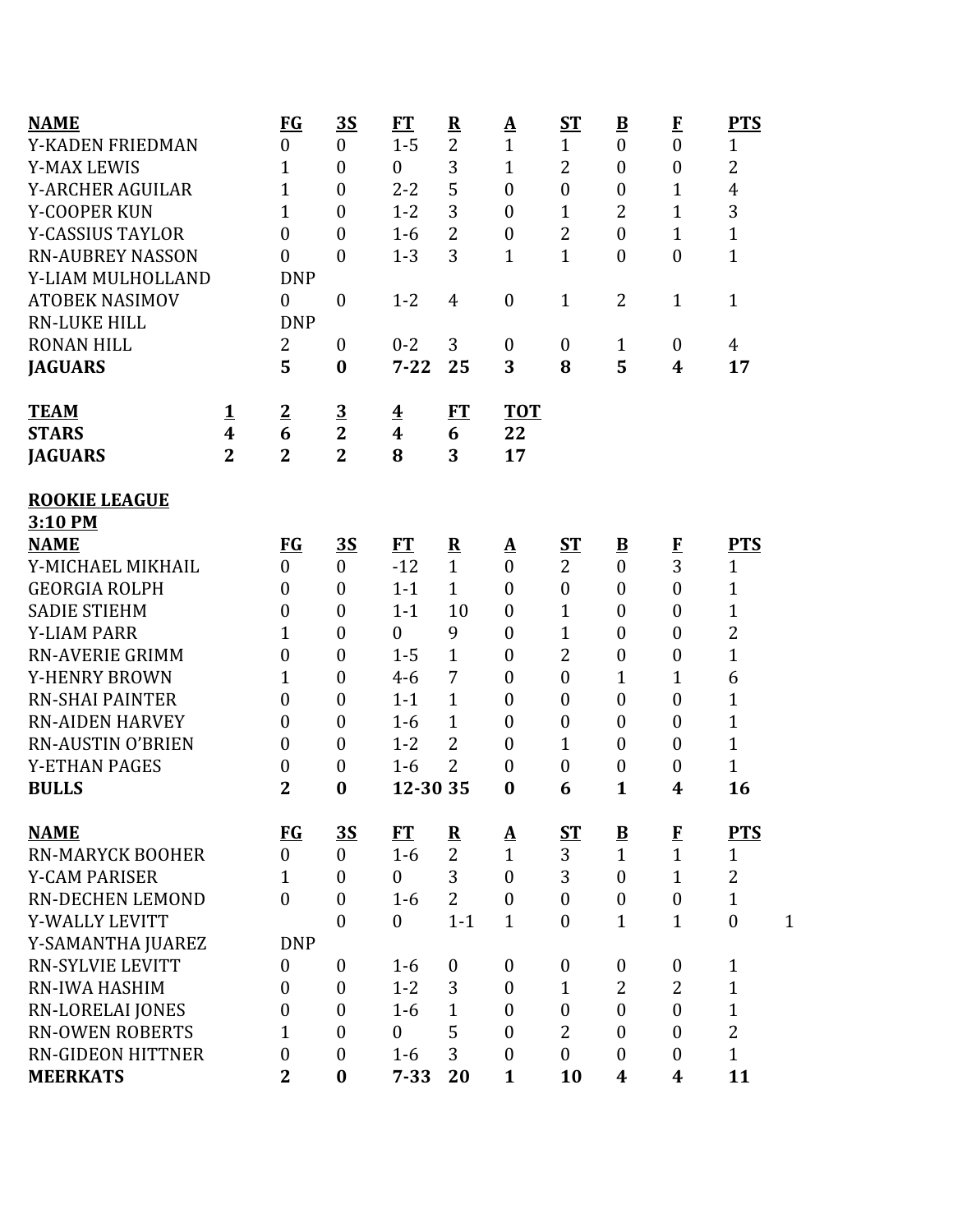| NAME | FG | 3S | FT | R | A | ST | B | F | PTS |
|---|---|---|---|---|---|---|---|---|---|
| Y-KADEN FRIEDMAN | 0 | 0 | 1-5 | 2 | 1 | 1 | 0 | 0 | 1 |
| Y-MAX LEWIS | 1 | 0 | 0 | 3 | 1 | 2 | 0 | 0 | 2 |
| Y-ARCHER AGUILAR | 1 | 0 | 2-2 | 5 | 0 | 0 | 0 | 1 | 4 |
| Y-COOPER KUN | 1 | 0 | 1-2 | 3 | 0 | 1 | 2 | 1 | 3 |
| Y-CASSIUS TAYLOR | 0 | 0 | 1-6 | 2 | 0 | 2 | 0 | 1 | 1 |
| RN-AUBREY NASSON | 0 | 0 | 1-3 | 3 | 1 | 1 | 0 | 0 | 1 |
| Y-LIAM MULHOLLAND | DNP | | | | | | | | |
| ATOBEK NASIMOV | 0 | 0 | 1-2 | 4 | 0 | 1 | 2 | 1 | 1 |
| RN-LUKE HILL | DNP | | | | | | | | |
| RONAN HILL | 2 | 0 | 0-2 | 3 | 0 | 0 | 1 | 0 | 4 |
| **JAGUARS** | **5** | **0** | **7-22** | **25** | **3** | **8** | **5** | **4** | **17** |

| TEAM | 1 | 2 | 3 | 4 | FT | TOT |
|---|---|---|---|---|---|---|
| **STARS** | **4** | **6** | **2** | **4** | **6** | **22** |
| **JAGUARS** | **2** | **2** | **2** | **8** | **3** | **17** |

**ROOKIE LEAGUE**

**3:10 PM**

| NAME | FG | 3S | FT | R | A | ST | B | F | PTS |
|---|---|---|---|---|---|---|---|---|---|
| Y-MICHAEL MIKHAIL | 0 | 0 | -12 | 1 | 0 | 2 | 0 | 3 | 1 |
| GEORGIA ROLPH | 0 | 0 | 1-1 | 1 | 0 | 0 | 0 | 0 | 1 |
| SADIE STIEHM | 0 | 0 | 1-1 | 10 | 0 | 1 | 0 | 0 | 1 |
| Y-LIAM PARR | 1 | 0 | 0 | 9 | 0 | 1 | 0 | 0 | 2 |
| RN-AVERIE GRIMM | 0 | 0 | 1-5 | 1 | 0 | 2 | 0 | 0 | 1 |
| Y-HENRY BROWN | 1 | 0 | 4-6 | 7 | 0 | 0 | 1 | 1 | 6 |
| RN-SHAI PAINTER | 0 | 0 | 1-1 | 1 | 0 | 0 | 0 | 0 | 1 |
| RN-AIDEN HARVEY | 0 | 0 | 1-6 | 1 | 0 | 0 | 0 | 0 | 1 |
| RN-AUSTIN O'BRIEN | 0 | 0 | 1-2 | 2 | 0 | 1 | 0 | 0 | 1 |
| Y-ETHAN PAGES | 0 | 0 | 1-6 | 2 | 0 | 0 | 0 | 0 | 1 |
| **BULLS** | **2** | **0** | **12-30** | **35** | **0** | **6** | **1** | **4** | **16** |

| NAME | FG | 3S | FT | R | A | ST | B | F | PTS | |
|---|---|---|---|---|---|---|---|---|---|---|
| RN-MARYCK BOOHER | 0 | 0 | 1-6 | 2 | 1 | 3 | 1 | 1 | 1 | |
| Y-CAM PARISER | 1 | 0 | 0 | 3 | 0 | 3 | 0 | 1 | 2 | |
| RN-DECHEN LEMOND | 0 | 0 | 1-6 | 2 | 0 | 0 | 0 | 0 | 1 | |
| Y-WALLY LEVITT | | 0 | 0 | 1-1 | 1 | 0 | 1 | 1 | 0 | 1 |
| Y-SAMANTHA JUAREZ | DNP | | | | | | | | | |
| RN-SYLVIE LEVITT | 0 | 0 | 1-6 | 0 | 0 | 0 | 0 | 0 | 1 | |
| RN-IWA HASHIM | 0 | 0 | 1-2 | 3 | 0 | 1 | 2 | 2 | 1 | |
| RN-LORELAI JONES | 0 | 0 | 1-6 | 1 | 0 | 0 | 0 | 0 | 1 | |
| RN-OWEN ROBERTS | 1 | 0 | 0 | 5 | 0 | 2 | 0 | 0 | 2 | |
| RN-GIDEON HITTNER | 0 | 0 | 1-6 | 3 | 0 | 0 | 0 | 0 | 1 | |
| **MEERKATS** | **2** | **0** | **7-33** | **20** | **1** | **10** | **4** | **4** | **11** | |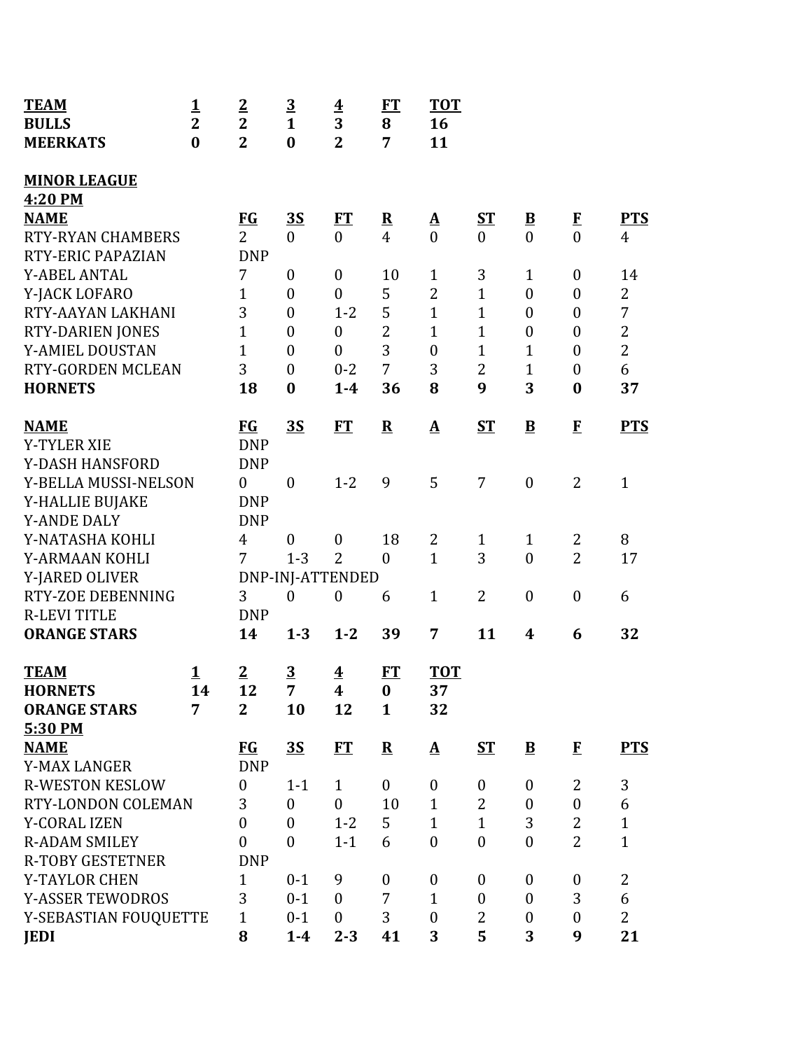| **TEAM** | **1** | **2** | **3** | **4** | **FT** | **TOT** |
|---|---|---|---|---|---|---|
| **BULLS** | **2** | **2** | **1** | **3** | **8** | **16** |
| **MEERKATS** | **0** | **2** | **0** | **2** | **7** | **11** |

**MINOR LEAGUE**

**4:20 PM**

| **NAME** | **FG** | **3S** | **FT** | **R** | **A** | **ST** | **B** | **F** | **PTS** |
|---|---|---|---|---|---|---|---|---|---|
| RTY-RYAN CHAMBERS | 2 | 0 | 0 | 4 | 0 | 0 | 0 | 0 | 4 |
| RTY-ERIC PAPAZIAN | DNP | | | | | | | | |
| Y-ABEL ANTAL | 7 | 0 | 0 | 10 | 1 | 3 | 1 | 0 | 14 |
| Y-JACK LOFARO | 1 | 0 | 0 | 5 | 2 | 1 | 0 | 0 | 2 |
| RTY-AAYAN LAKHANI | 3 | 0 | 1-2 | 5 | 1 | 1 | 0 | 0 | 7 |
| RTY-DARIEN JONES | 1 | 0 | 0 | 2 | 1 | 1 | 0 | 0 | 2 |
| Y-AMIEL DOUSTAN | 1 | 0 | 0 | 3 | 0 | 1 | 1 | 0 | 2 |
| RTY-GORDEN MCLEAN | 3 | 0 | 0-2 | 7 | 3 | 2 | 1 | 0 | 6 |
| **HORNETS** | **18** | **0** | **1-4** | **36** | **8** | **9** | **3** | **0** | **37** |

| **NAME** | **FG** | **3S** | **FT** | **R** | **A** | **ST** | **B** | **F** | **PTS** |
|---|---|---|---|---|---|---|---|---|---|
| Y-TYLER XIE | DNP | | | | | | | | |
| Y-DASH HANSFORD | DNP | | | | | | | | |
| Y-BELLA MUSSI-NELSON | 0 | 0 | 1-2 | 9 | 5 | 7 | 0 | 2 | 1 |
| Y-HALLIE BUJAKE | DNP | | | | | | | | |
| Y-ANDE DALY | DNP | | | | | | | | |
| Y-NATASHA KOHLI | 4 | 0 | 0 | 18 | 2 | 1 | 1 | 2 | 8 |
| Y-ARMAAN KOHLI | 7 | 1-3 | 2 | 0 | 1 | 3 | 0 | 2 | 17 |
| Y-JARED OLIVER | DNP-INJ-ATTENDED | | | | | | | | |
| RTY-ZOE DEBENNING | 3 | 0 | 0 | 6 | 1 | 2 | 0 | 0 | 6 |
| R-LEVI TITLE | DNP | | | | | | | | |
| **ORANGE STARS** | **14** | **1-3** | **1-2** | **39** | **7** | **11** | **4** | **6** | **32** |

| **TEAM** | **1** | **2** | **3** | **4** | **FT** | **TOT** |
|---|---|---|---|---|---|---|
| **HORNETS** | **14** | **12** | **7** | **4** | **0** | **37** |
| **ORANGE STARS** | **7** | **2** | **10** | **12** | **1** | **32** |

**5:30 PM**

| **NAME** | **FG** | **3S** | **FT** | **R** | **A** | **ST** | **B** | **F** | **PTS** |
|---|---|---|---|---|---|---|---|---|---|
| Y-MAX LANGER | DNP | | | | | | | | |
| R-WESTON KESLOW | 0 | 1-1 | 1 | 0 | 0 | 0 | 0 | 2 | 3 |
| RTY-LONDON COLEMAN | 3 | 0 | 0 | 10 | 1 | 2 | 0 | 0 | 6 |
| Y-CORAL IZEN | 0 | 0 | 1-2 | 5 | 1 | 1 | 3 | 2 | 1 |
| R-ADAM SMILEY | 0 | 0 | 1-1 | 6 | 0 | 0 | 0 | 2 | 1 |
| R-TOBY GESTETNER | DNP | | | | | | | | |
| Y-TAYLOR CHEN | 1 | 0-1 | 9 | 0 | 0 | 0 | 0 | 0 | 2 |
| Y-ASSER TEWODROS | 3 | 0-1 | 0 | 7 | 1 | 0 | 0 | 3 | 6 |
| Y-SEBASTIAN FOUQUETTE | 1 | 0-1 | 0 | 3 | 0 | 2 | 0 | 0 | 2 |
| **JEDI** | **8** | **1-4** | **2-3** | **41** | **3** | **5** | **3** | **9** | **21** |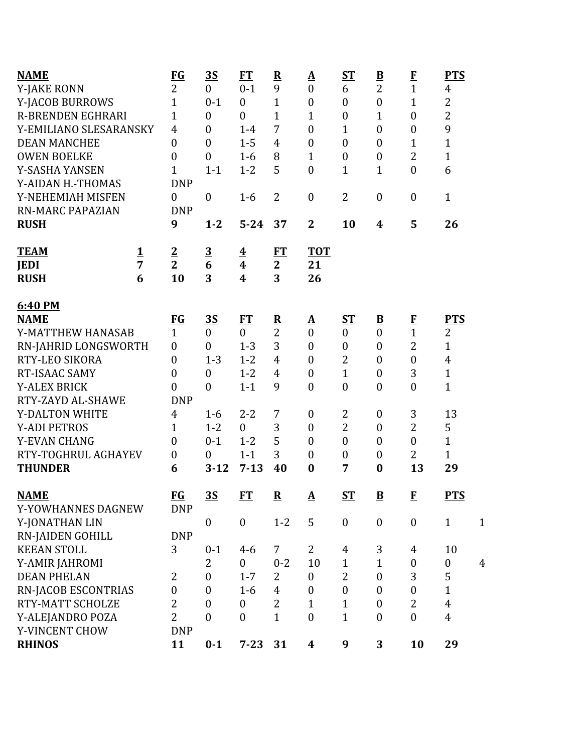| NAME | FG | 3S | FT | R | A | ST | B | F | PTS |
|---|---|---|---|---|---|---|---|---|---|
| Y-JAKE RONN | 2 | 0 | 0-1 | 9 | 0 | 6 | 2 | 1 | 4 |
| Y-JACOB BURROWS | 1 | 0-1 | 0 | 1 | 0 | 0 | 0 | 1 | 2 |
| R-BRENDEN EGHRARI | 1 | 0 | 0 | 1 | 1 | 0 | 1 | 0 | 2 |
| Y-EMILIANO SLESARANSKY | 4 | 0 | 1-4 | 7 | 0 | 1 | 0 | 0 | 9 |
| DEAN MANCHEE | 0 | 0 | 1-5 | 4 | 0 | 0 | 0 | 1 | 1 |
| OWEN BOELKE | 0 | 0 | 1-6 | 8 | 1 | 0 | 0 | 2 | 1 |
| Y-SASHA YANSEN | 1 | 1-1 | 1-2 | 5 | 0 | 1 | 1 | 0 | 6 |
| Y-AIDAN H.-THOMAS | DNP | | | | | | | | |
| Y-NEHEMIAH MISFEN | 0 | 0 | 1-6 | 2 | 0 | 2 | 0 | 0 | 1 |
| RN-MARC PAPAZIAN | DNP | | | | | | | | |
| **RUSH** | **9** | **1-2** | **5-24** | **37** | **2** | **10** | **4** | **5** | **26** |

| TEAM | 1 | 2 | 3 | 4 | FT | TOT |
|---|---|---|---|---|---|---|
| **JEDI** | **7** | **2** | **6** | **4** | **2** | **21** |
| **RUSH** | **6** | **10** | **3** | **4** | **3** | **26** |

**6:40 PM**

| NAME | FG | 3S | FT | R | A | ST | B | F | PTS |
|---|---|---|---|---|---|---|---|---|---|
| Y-MATTHEW HANASAB | 1 | 0 | 0 | 2 | 0 | 0 | 0 | 1 | 2 |
| RN-JAHRID LONGSWORTH | 0 | 0 | 1-3 | 3 | 0 | 0 | 0 | 2 | 1 |
| RTY-LEO SIKORA | 0 | 1-3 | 1-2 | 4 | 0 | 2 | 0 | 0 | 4 |
| RT-ISAAC SAMY | 0 | 0 | 1-2 | 4 | 0 | 1 | 0 | 3 | 1 |
| Y-ALEX BRICK | 0 | 0 | 1-1 | 9 | 0 | 0 | 0 | 0 | 1 |
| RTY-ZAYD AL-SHAWE | DNP | | | | | | | | |
| Y-DALTON WHITE | 4 | 1-6 | 2-2 | 7 | 0 | 2 | 0 | 3 | 13 |
| Y-ADI PETROS | 1 | 1-2 | 0 | 3 | 0 | 2 | 0 | 2 | 5 |
| Y-EVAN CHANG | 0 | 0-1 | 1-2 | 5 | 0 | 0 | 0 | 0 | 1 |
| RTY-TOGHRUL AGHAYEV | 0 | 0 | 1-1 | 3 | 0 | 0 | 0 | 2 | 1 |
| **THUNDER** | **6** | **3-12** | **7-13** | **40** | **0** | **7** | **0** | **13** | **29** |

| NAME | FG | 3S | FT | R | A | ST | B | F | PTS | |
|---|---|---|---|---|---|---|---|---|---|---|
| Y-YOWHANNES DAGNEW | DNP | | | | | | | | | |
| Y-JONATHAN LIN | | 0 | 0 | 1-2 | 5 | 0 | 0 | 0 | 1 | 1 |
| RN-JAIDEN GOHILL | DNP | | | | | | | | | |
| KEEAN STOLL | 3 | 0-1 | 4-6 | 7 | 2 | 4 | 3 | 4 | 10 | |
| Y-AMIR JAHROMI | | 2 | 0 | 0-2 | 10 | 1 | 1 | 0 | 0 | 4 |
| DEAN PHELAN | 2 | 0 | 1-7 | 2 | 0 | 2 | 0 | 3 | 5 | |
| RN-JACOB ESCONTRIAS | 0 | 0 | 1-6 | 4 | 0 | 0 | 0 | 0 | 1 | |
| RTY-MATT SCHOLZE | 2 | 0 | 0 | 2 | 1 | 1 | 0 | 2 | 4 | |
| Y-ALEJANDRO POZA | 2 | 0 | 0 | 1 | 0 | 1 | 0 | 0 | 4 | |
| Y-VINCENT CHOW | DNP | | | | | | | | | |
| **RHINOS** | **11** | **0-1** | **7-23** | **31** | **4** | **9** | **3** | **10** | **29** | |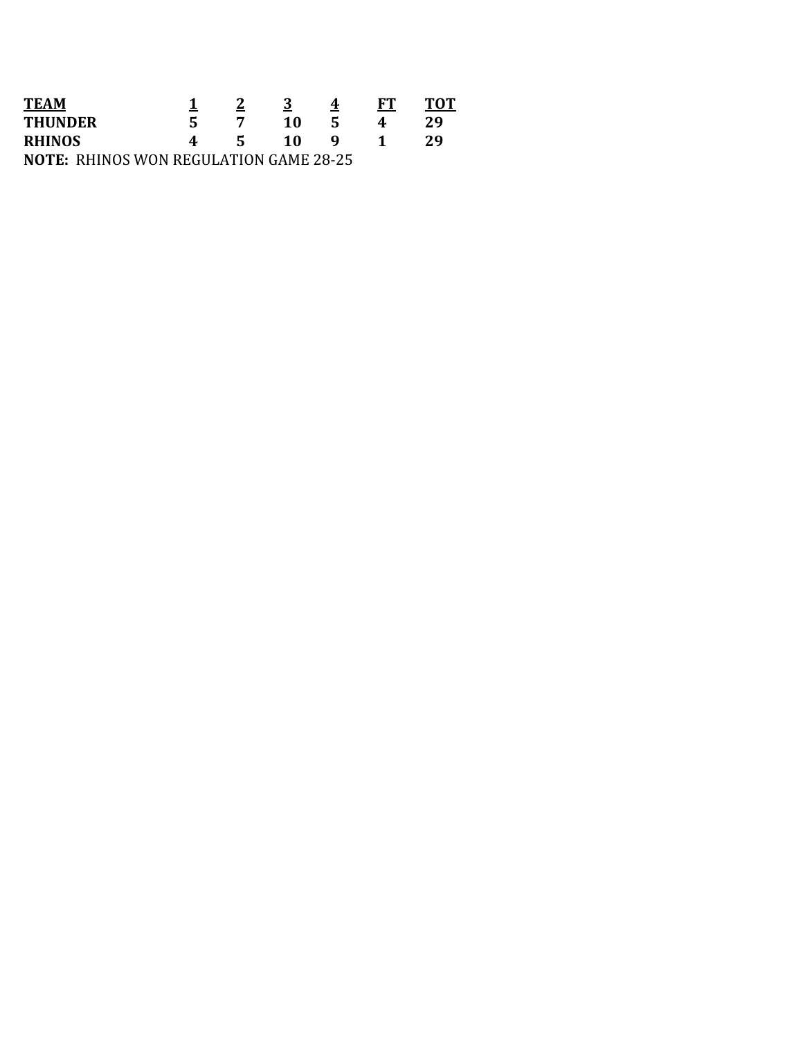| TEAM | 1 | 2 | 3 | 4 | FT | TOT |
|---|---|---|---|---|---|---|
| THUNDER | 5 | 7 | 10 | 5 | 4 | 29 |
| RHINOS | 4 | 5 | 10 | 9 | 1 | 29 |

**NOTE:** RHINOS WON REGULATION GAME 28-25